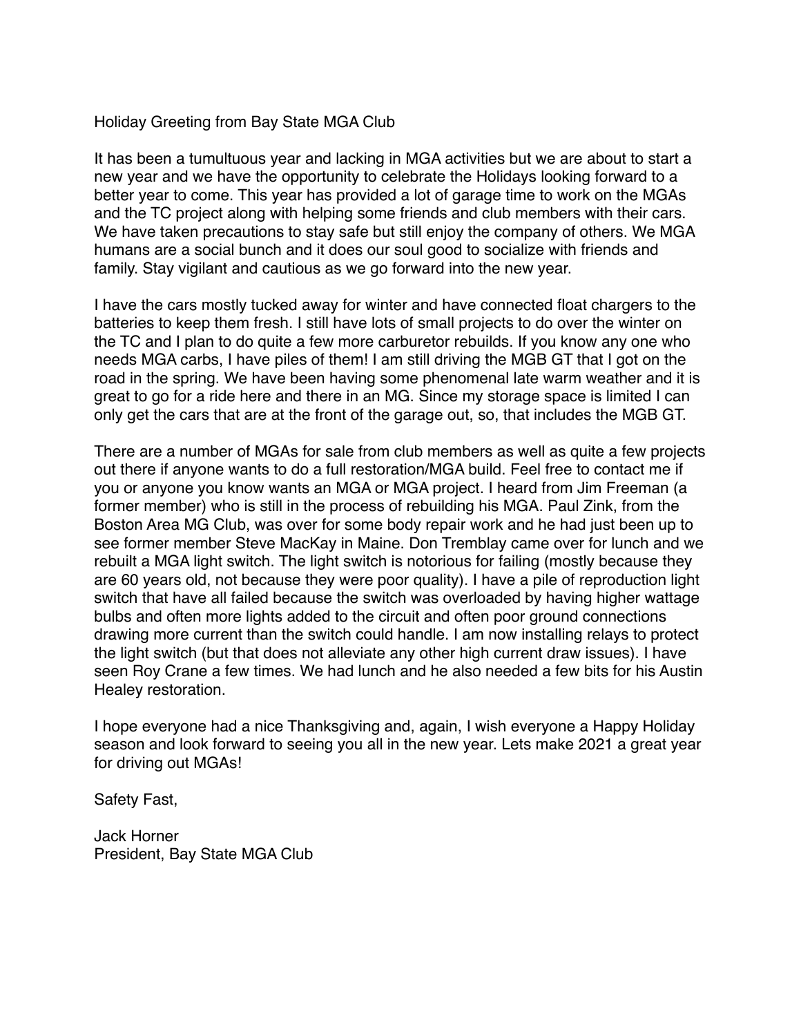# Holiday Greeting from Bay State MGA Club

It has been a tumultuous year and lacking in MGA activities but we are about to start a new year and we have the opportunity to celebrate the Holidays looking forward to a better year to come. This year has provided a lot of garage time to work on the MGAs and the TC project along with helping some friends and club members with their cars. We have taken precautions to stay safe but still enjoy the company of others. We MGA humans are a social bunch and it does our soul good to socialize with friends and family. Stay vigilant and cautious as we go forward into the new year.

I have the cars mostly tucked away for winter and have connected float chargers to the batteries to keep them fresh. I still have lots of small projects to do over the winter on the TC and I plan to do quite a few more carburetor rebuilds. If you know any one who needs MGA carbs, I have piles of them! I am still driving the MGB GT that I got on the road in the spring. We have been having some phenomenal late warm weather and it is great to go for a ride here and there in an MG. Since my storage space is limited I can only get the cars that are at the front of the garage out, so, that includes the MGB GT.

There are a number of MGAs for sale from club members as well as quite a few projects out there if anyone wants to do a full restoration/MGA build. Feel free to contact me if you or anyone you know wants an MGA or MGA project. I heard from Jim Freeman (a former member) who is still in the process of rebuilding his MGA. Paul Zink, from the Boston Area MG Club, was over for some body repair work and he had just been up to see former member Steve MacKay in Maine. Don Tremblay came over for lunch and we rebuilt a MGA light switch. The light switch is notorious for failing (mostly because they are 60 years old, not because they were poor quality). I have a pile of reproduction light switch that have all failed because the switch was overloaded by having higher wattage bulbs and often more lights added to the circuit and often poor ground connections drawing more current than the switch could handle. I am now installing relays to protect the light switch (but that does not alleviate any other high current draw issues). I have seen Roy Crane a few times. We had lunch and he also needed a few bits for his Austin Healey restoration.

I hope everyone had a nice Thanksgiving and, again, I wish everyone a Happy Holiday season and look forward to seeing you all in the new year. Lets make 2021 a great year for driving out MGAs!

Safety Fast,

Jack Horner
President, Bay State MGA Club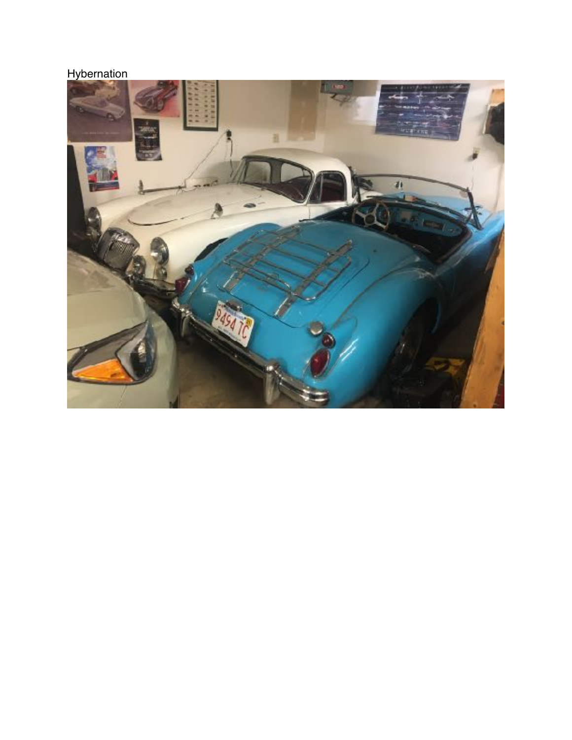Hybernation